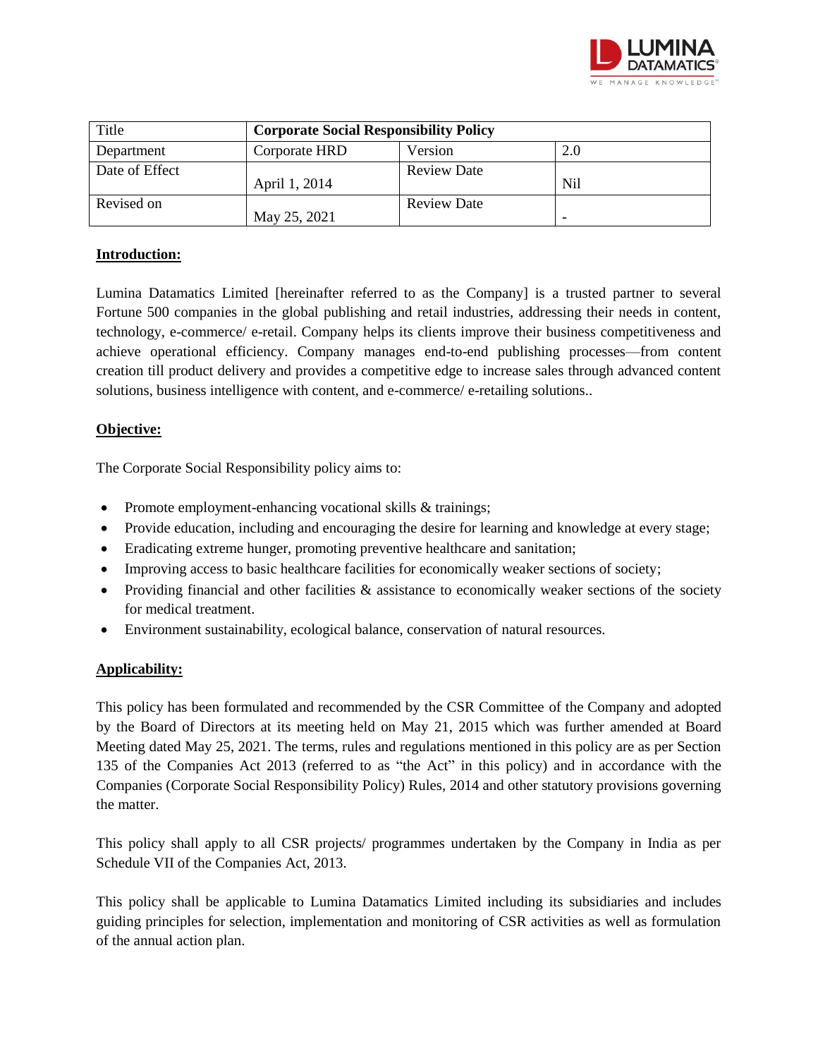| Title | **Corporate Social Responsibility Policy** | | |
|---|---|---|---|
| Department | Corporate HRD | Version | 2.0 |
| Date of Effect | April 1, 2014 | Review Date | Nil |
| Revised on | May 25, 2021 | Review Date | - |

**Introduction:**

Lumina Datamatics Limited [hereinafter referred to as the Company] is a trusted partner to several Fortune 500 companies in the global publishing and retail industries, addressing their needs in content, technology, e-commerce/ e-retail. Company helps its clients improve their business competitiveness and achieve operational efficiency. Company manages end-to-end publishing processes—from content creation till product delivery and provides a competitive edge to increase sales through advanced content solutions, business intelligence with content, and e-commerce/ e-retailing solutions..

**Objective:**

The Corporate Social Responsibility policy aims to:

- Promote employment-enhancing vocational skills & trainings;
- Provide education, including and encouraging the desire for learning and knowledge at every stage;
- Eradicating extreme hunger, promoting preventive healthcare and sanitation;
- Improving access to basic healthcare facilities for economically weaker sections of society;
- Providing financial and other facilities & assistance to economically weaker sections of the society for medical treatment.
- Environment sustainability, ecological balance, conservation of natural resources.

**Applicability:**

This policy has been formulated and recommended by the CSR Committee of the Company and adopted by the Board of Directors at its meeting held on May 21, 2015 which was further amended at Board Meeting dated May 25, 2021. The terms, rules and regulations mentioned in this policy are as per Section 135 of the Companies Act 2013 (referred to as "the Act" in this policy) and in accordance with the Companies (Corporate Social Responsibility Policy) Rules, 2014 and other statutory provisions governing the matter.

This policy shall apply to all CSR projects/ programmes undertaken by the Company in India as per Schedule VII of the Companies Act, 2013.

This policy shall be applicable to Lumina Datamatics Limited including its subsidiaries and includes guiding principles for selection, implementation and monitoring of CSR activities as well as formulation of the annual action plan.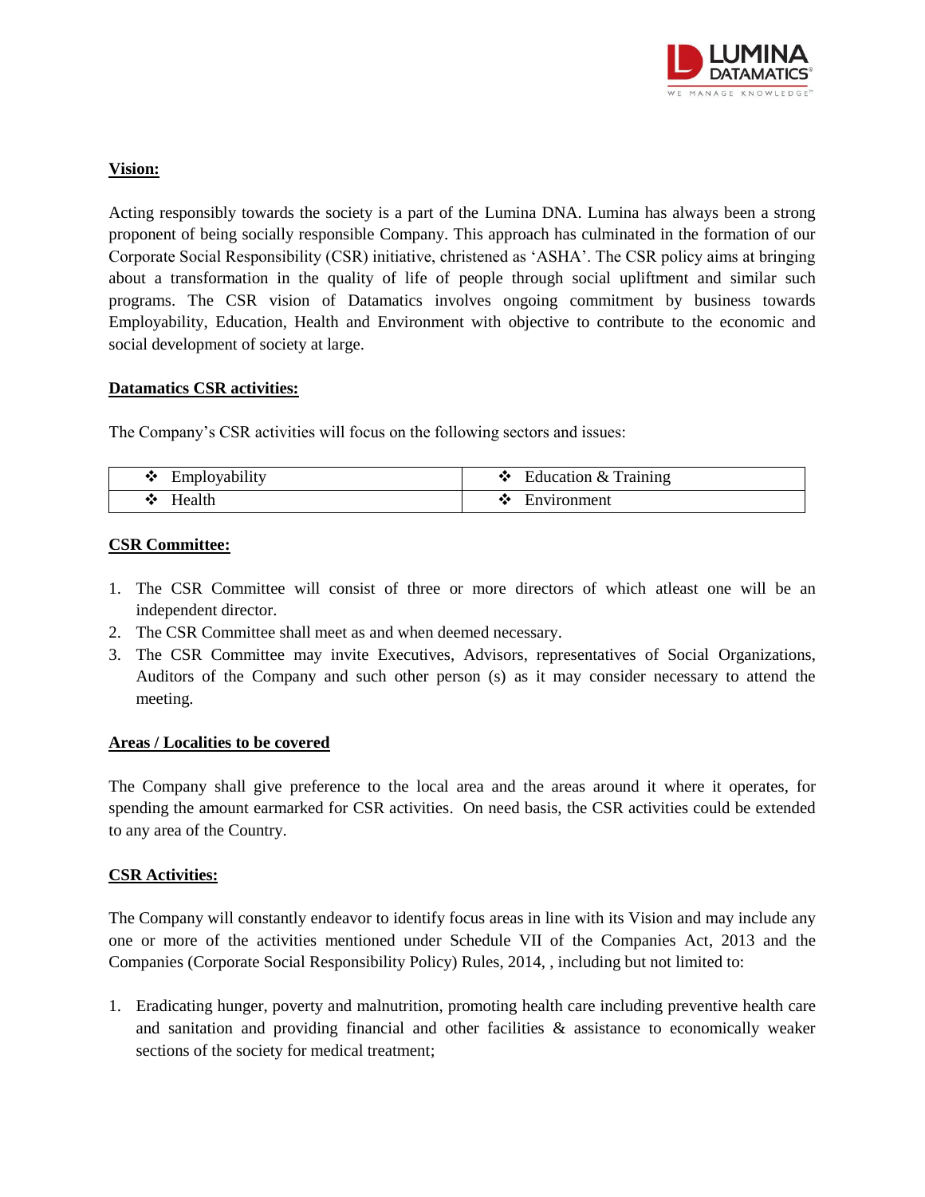**Vision:**

Acting responsibly towards the society is a part of the Lumina DNA. Lumina has always been a strong proponent of being socially responsible Company. This approach has culminated in the formation of our Corporate Social Responsibility (CSR) initiative, christened as 'ASHA'. The CSR policy aims at bringing about a transformation in the quality of life of people through social upliftment and similar such programs. The CSR vision of Datamatics involves ongoing commitment by business towards Employability, Education, Health and Environment with objective to contribute to the economic and social development of society at large.

**Datamatics CSR activities:**

The Company's CSR activities will focus on the following sectors and issues:

| | |
|---|---|
| ❖ Employability | ❖ Education & Training |
| ❖ Health | ❖ Environment |

**CSR Committee:**

1. The CSR Committee will consist of three or more directors of which atleast one will be an independent director.
2. The CSR Committee shall meet as and when deemed necessary.
3. The CSR Committee may invite Executives, Advisors, representatives of Social Organizations, Auditors of the Company and such other person (s) as it may consider necessary to attend the meeting.

**Areas / Localities to be covered**

The Company shall give preference to the local area and the areas around it where it operates, for spending the amount earmarked for CSR activities. On need basis, the CSR activities could be extended to any area of the Country.

**CSR Activities:**

The Company will constantly endeavor to identify focus areas in line with its Vision and may include any one or more of the activities mentioned under Schedule VII of the Companies Act, 2013 and the Companies (Corporate Social Responsibility Policy) Rules, 2014, , including but not limited to:

1. Eradicating hunger, poverty and malnutrition, promoting health care including preventive health care and sanitation and providing financial and other facilities & assistance to economically weaker sections of the society for medical treatment;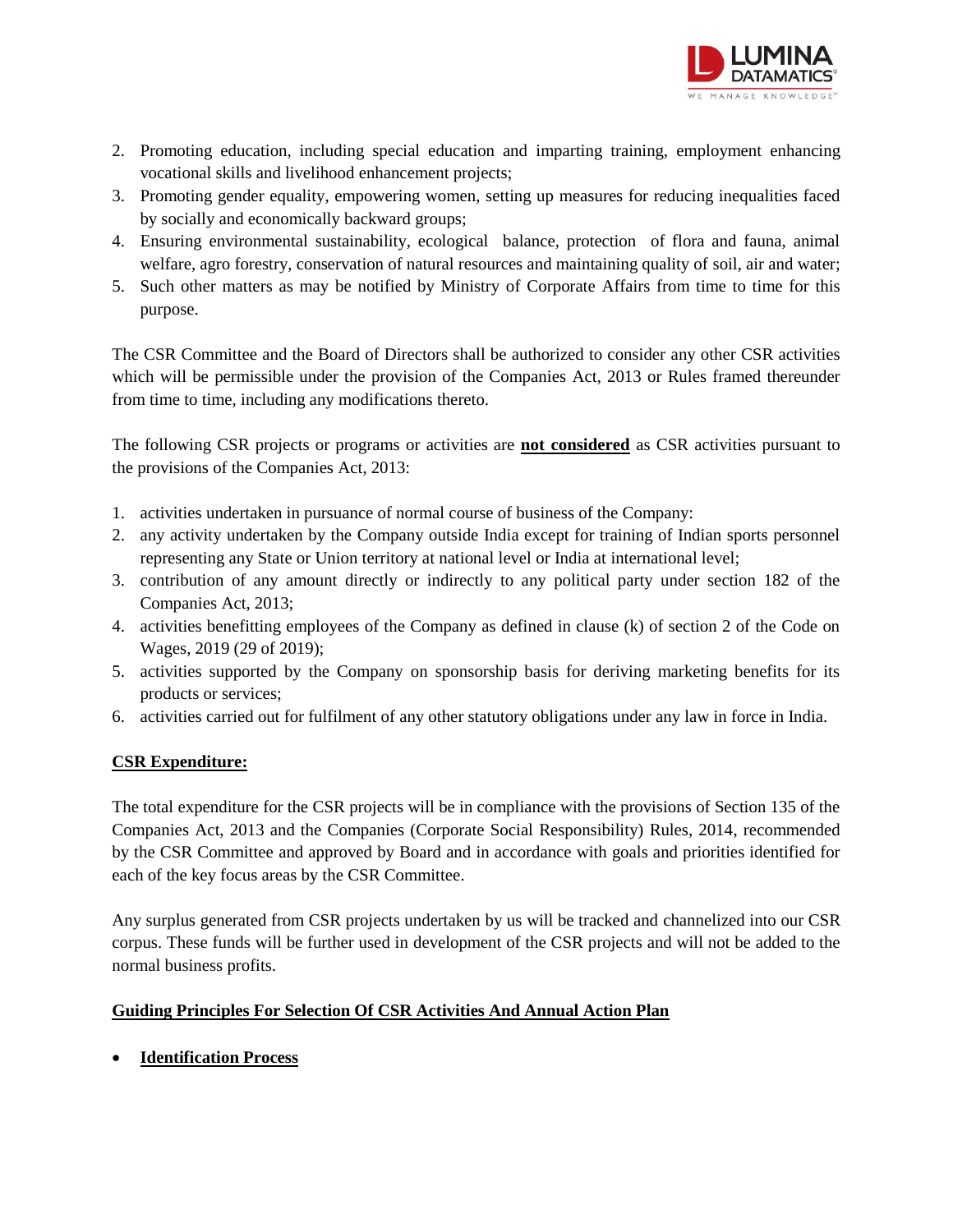2. Promoting education, including special education and imparting training, employment enhancing vocational skills and livelihood enhancement projects;
3. Promoting gender equality, empowering women, setting up measures for reducing inequalities faced by socially and economically backward groups;
4. Ensuring environmental sustainability, ecological balance, protection of flora and fauna, animal welfare, agro forestry, conservation of natural resources and maintaining quality of soil, air and water;
5. Such other matters as may be notified by Ministry of Corporate Affairs from time to time for this purpose.

The CSR Committee and the Board of Directors shall be authorized to consider any other CSR activities which will be permissible under the provision of the Companies Act, 2013 or Rules framed thereunder from time to time, including any modifications thereto.

The following CSR projects or programs or activities are **not considered** as CSR activities pursuant to the provisions of the Companies Act, 2013:

1. activities undertaken in pursuance of normal course of business of the Company:
2. any activity undertaken by the Company outside India except for training of Indian sports personnel representing any State or Union territory at national level or India at international level;
3. contribution of any amount directly or indirectly to any political party under section 182 of the Companies Act, 2013;
4. activities benefitting employees of the Company as defined in clause (k) of section 2 of the Code on Wages, 2019 (29 of 2019);
5. activities supported by the Company on sponsorship basis for deriving marketing benefits for its products or services;
6. activities carried out for fulfilment of any other statutory obligations under any law in force in India.

**CSR Expenditure:**

The total expenditure for the CSR projects will be in compliance with the provisions of Section 135 of the Companies Act, 2013 and the Companies (Corporate Social Responsibility) Rules, 2014, recommended by the CSR Committee and approved by Board and in accordance with goals and priorities identified for each of the key focus areas by the CSR Committee.

Any surplus generated from CSR projects undertaken by us will be tracked and channelized into our CSR corpus. These funds will be further used in development of the CSR projects and will not be added to the normal business profits.

**Guiding Principles For Selection Of CSR Activities And Annual Action Plan**

- **Identification Process**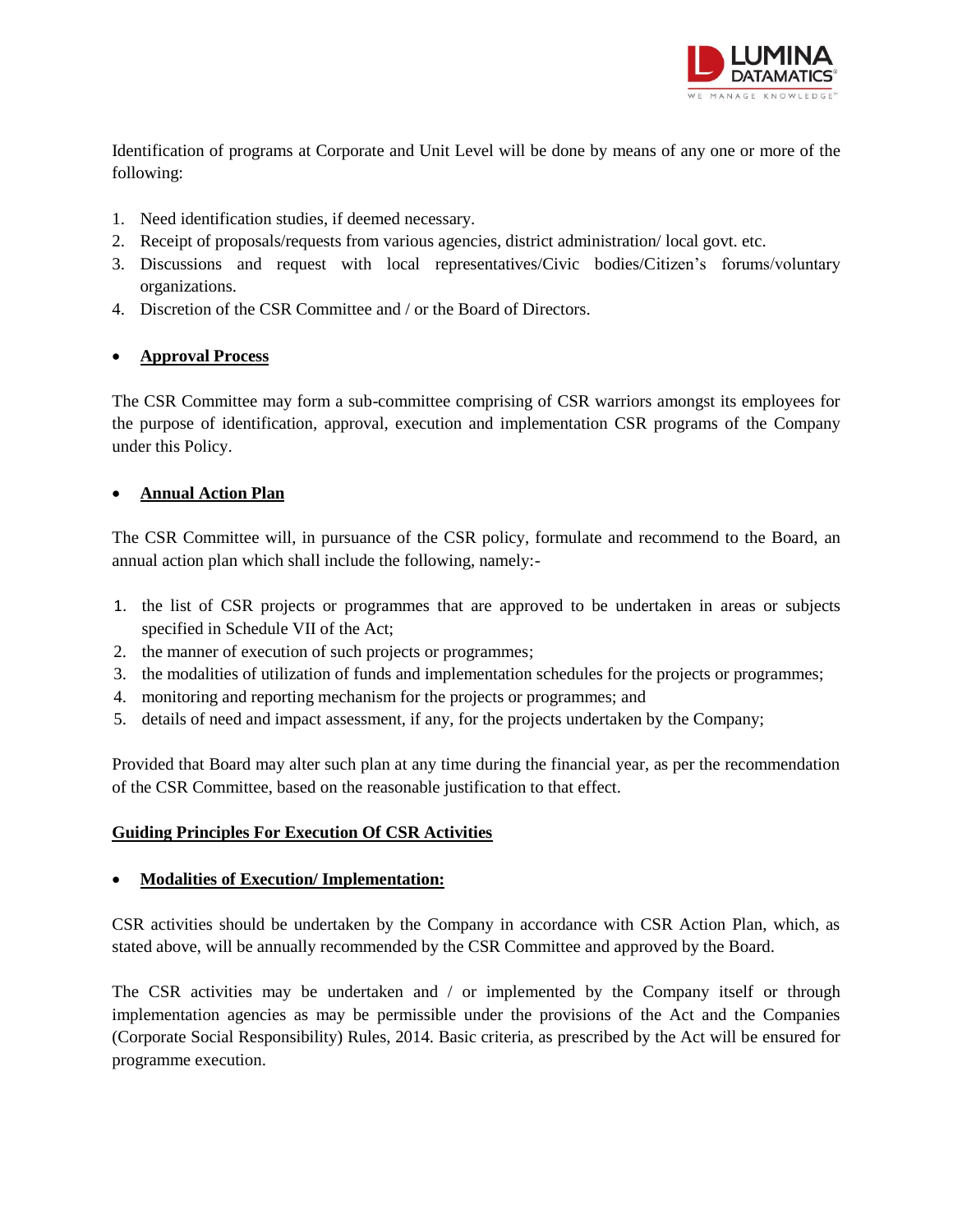Identification of programs at Corporate and Unit Level will be done by means of any one or more of the following:

1. Need identification studies, if deemed necessary.
2. Receipt of proposals/requests from various agencies, district administration/ local govt. etc.
3. Discussions and request with local representatives/Civic bodies/Citizen's forums/voluntary organizations.
4. Discretion of the CSR Committee and / or the Board of Directors.

- **Approval Process**

The CSR Committee may form a sub-committee comprising of CSR warriors amongst its employees for the purpose of identification, approval, execution and implementation CSR programs of the Company under this Policy.

- **Annual Action Plan**

The CSR Committee will, in pursuance of the CSR policy, formulate and recommend to the Board, an annual action plan which shall include the following, namely:-

1. the list of CSR projects or programmes that are approved to be undertaken in areas or subjects specified in Schedule VII of the Act;
2. the manner of execution of such projects or programmes;
3. the modalities of utilization of funds and implementation schedules for the projects or programmes;
4. monitoring and reporting mechanism for the projects or programmes; and
5. details of need and impact assessment, if any, for the projects undertaken by the Company;

Provided that Board may alter such plan at any time during the financial year, as per the recommendation of the CSR Committee, based on the reasonable justification to that effect.

**Guiding Principles For Execution Of CSR Activities**

- **Modalities of Execution/ Implementation:**

CSR activities should be undertaken by the Company in accordance with CSR Action Plan, which, as stated above, will be annually recommended by the CSR Committee and approved by the Board.

The CSR activities may be undertaken and / or implemented by the Company itself or through implementation agencies as may be permissible under the provisions of the Act and the Companies (Corporate Social Responsibility) Rules, 2014. Basic criteria, as prescribed by the Act will be ensured for programme execution.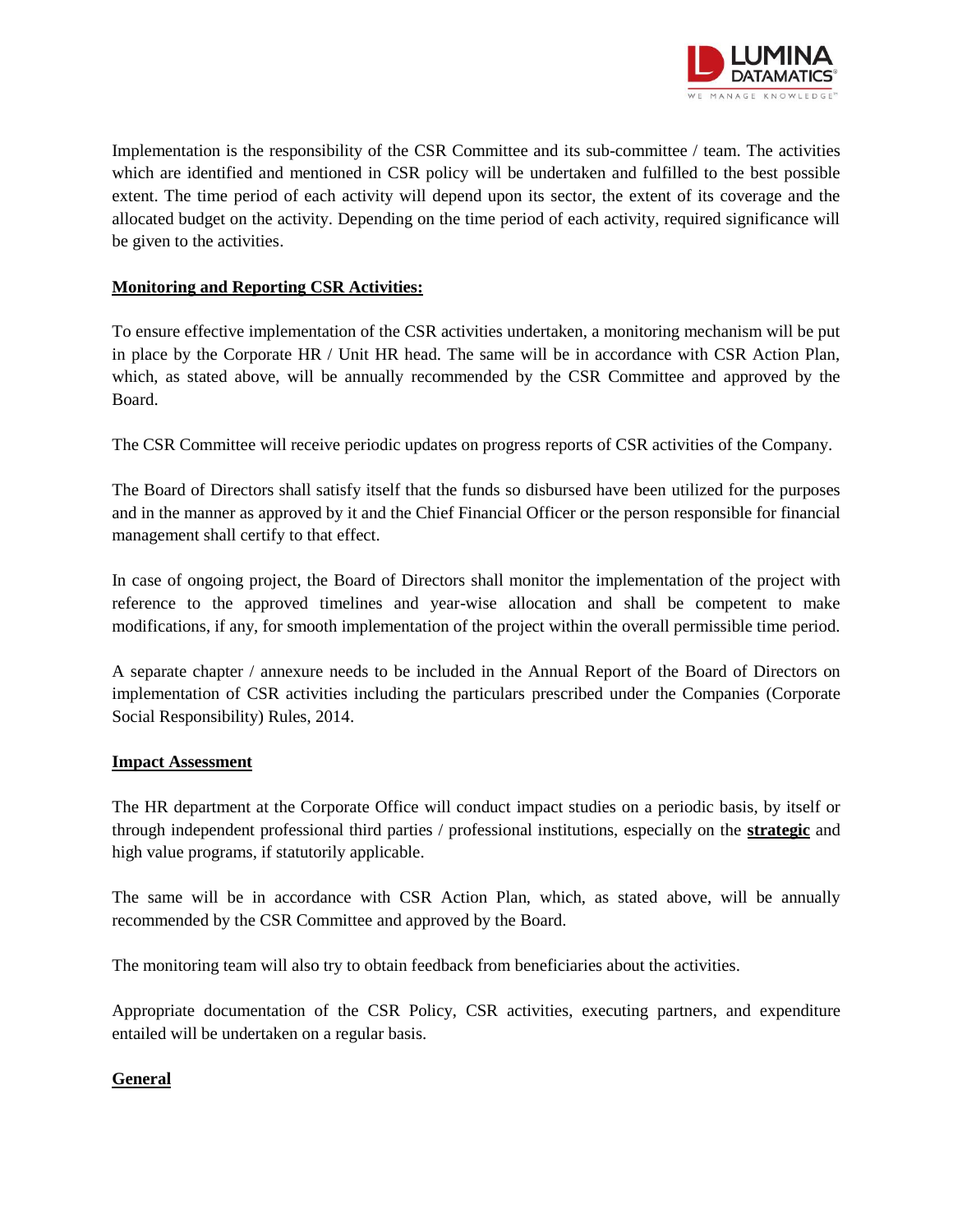Implementation is the responsibility of the CSR Committee and its sub-committee / team. The activities which are identified and mentioned in CSR policy will be undertaken and fulfilled to the best possible extent. The time period of each activity will depend upon its sector, the extent of its coverage and the allocated budget on the activity. Depending on the time period of each activity, required significance will be given to the activities.

**Monitoring and Reporting CSR Activities:**

To ensure effective implementation of the CSR activities undertaken, a monitoring mechanism will be put in place by the Corporate HR / Unit HR head. The same will be in accordance with CSR Action Plan, which, as stated above, will be annually recommended by the CSR Committee and approved by the Board.

The CSR Committee will receive periodic updates on progress reports of CSR activities of the Company.

The Board of Directors shall satisfy itself that the funds so disbursed have been utilized for the purposes and in the manner as approved by it and the Chief Financial Officer or the person responsible for financial management shall certify to that effect.

In case of ongoing project, the Board of Directors shall monitor the implementation of the project with reference to the approved timelines and year-wise allocation and shall be competent to make modifications, if any, for smooth implementation of the project within the overall permissible time period.

A separate chapter / annexure needs to be included in the Annual Report of the Board of Directors on implementation of CSR activities including the particulars prescribed under the Companies (Corporate Social Responsibility) Rules, 2014.

**Impact Assessment**

The HR department at the Corporate Office will conduct impact studies on a periodic basis, by itself or through independent professional third parties / professional institutions, especially on the **strategic** and high value programs, if statutorily applicable.

The same will be in accordance with CSR Action Plan, which, as stated above, will be annually recommended by the CSR Committee and approved by the Board.

The monitoring team will also try to obtain feedback from beneficiaries about the activities.

Appropriate documentation of the CSR Policy, CSR activities, executing partners, and expenditure entailed will be undertaken on a regular basis.

**General**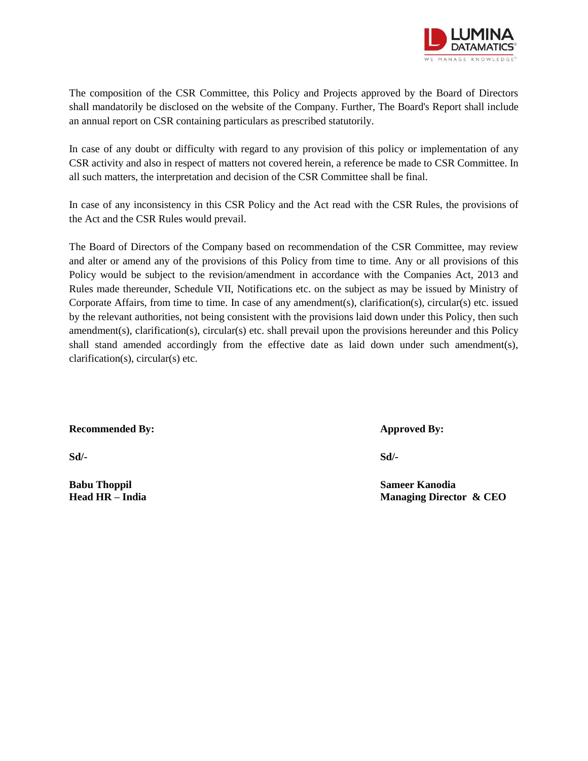The composition of the CSR Committee, this Policy and Projects approved by the Board of Directors shall mandatorily be disclosed on the website of the Company. Further, The Board's Report shall include an annual report on CSR containing particulars as prescribed statutorily.

In case of any doubt or difficulty with regard to any provision of this policy or implementation of any CSR activity and also in respect of matters not covered herein, a reference be made to CSR Committee. In all such matters, the interpretation and decision of the CSR Committee shall be final.

In case of any inconsistency in this CSR Policy and the Act read with the CSR Rules, the provisions of the Act and the CSR Rules would prevail.

The Board of Directors of the Company based on recommendation of the CSR Committee, may review and alter or amend any of the provisions of this Policy from time to time. Any or all provisions of this Policy would be subject to the revision/amendment in accordance with the Companies Act, 2013 and Rules made thereunder, Schedule VII, Notifications etc. on the subject as may be issued by Ministry of Corporate Affairs, from time to time. In case of any amendment(s), clarification(s), circular(s) etc. issued by the relevant authorities, not being consistent with the provisions laid down under this Policy, then such amendment(s), clarification(s), circular(s) etc. shall prevail upon the provisions hereunder and this Policy shall stand amended accordingly from the effective date as laid down under such amendment(s), clarification(s), circular(s) etc.

**Recommended By:**

**Sd/-**

**Babu Thoppil**
**Head HR – India**

**Approved By:**

**Sd/-**

**Sameer Kanodia**
**Managing Director & CEO**